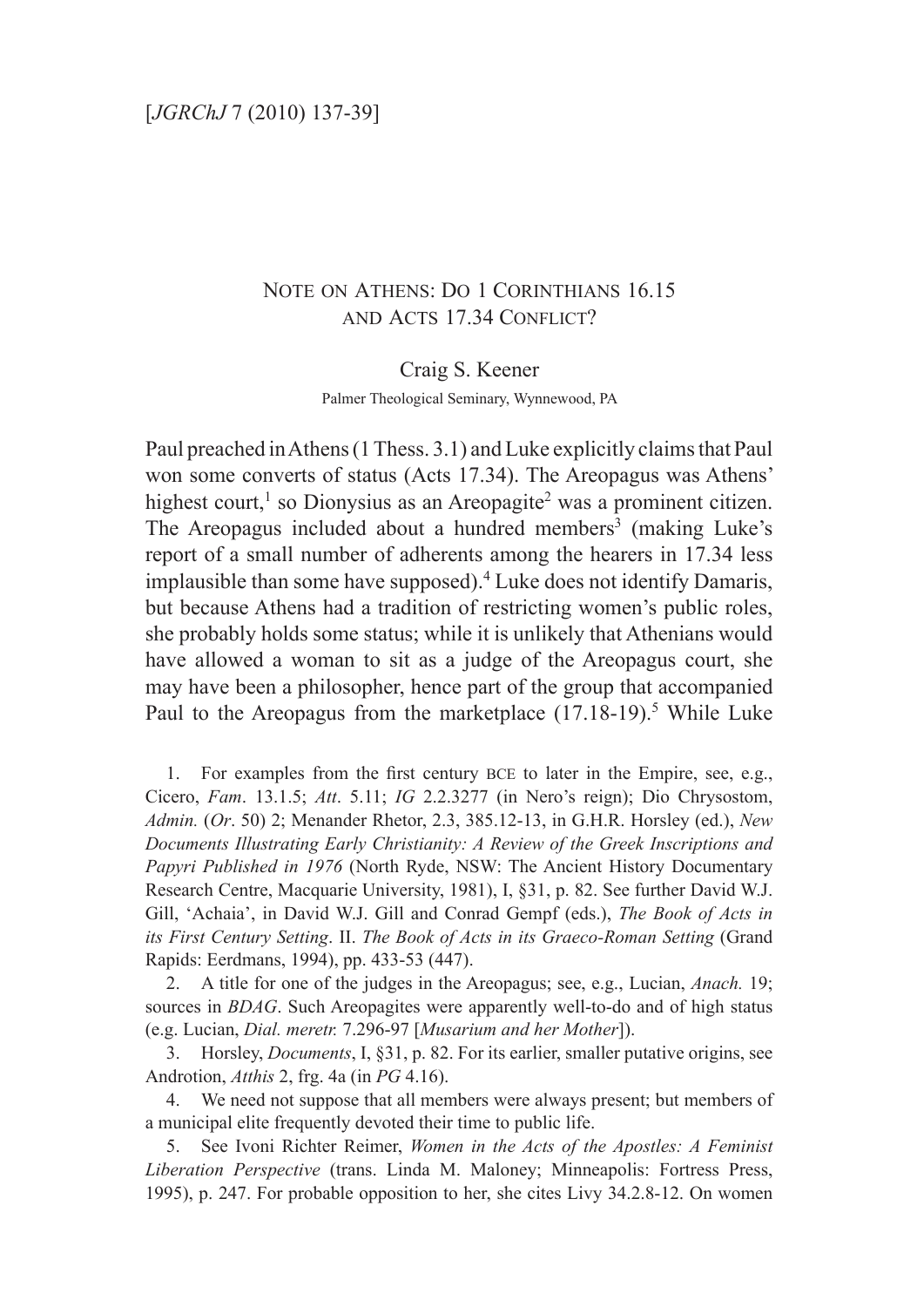# Note on Athens: Do 1 Corinthians 16.15 and Acts 17.34 Conflict?

Craig S. Keener

Palmer Theological Seminary, Wynnewood, PA

Paul preached in Athens (1 Thess. 3.1) and Luke explicitly claims that Paul won some converts of status (Acts 17.34). The Areopagus was Athens' highest court,[1] so Dionysius as an Areopagite[2] was a prominent citizen. The Areopagus included about a hundred members[3] (making Luke's report of a small number of adherents among the hearers in 17.34 less implausible than some have supposed).[4] Luke does not identify Damaris, but because Athens had a tradition of restricting women's public roles, she probably holds some status; while it is unlikely that Athenians would have allowed a woman to sit as a judge of the Areopagus court, she may have been a philosopher, hence part of the group that accompanied Paul to the Areopagus from the marketplace (17.18-19).[5] While Luke

1. For examples from the first century BCE to later in the Empire, see, e.g., Cicero, *Fam*. 13.1.5; *Att*. 5.11; *IG* 2.2.3277 (in Nero's reign); Dio Chrysostom, *Admin.* (*Or*. 50) 2; Menander Rhetor, 2.3, 385.12-13, in G.H.R. Horsley (ed.), *New Documents Illustrating Early Christianity: A Review of the Greek Inscriptions and Papyri Published in 1976* (North Ryde, NSW: The Ancient History Documentary Research Centre, Macquarie University, 1981), I, §31, p. 82. See further David W.J. Gill, 'Achaia', in David W.J. Gill and Conrad Gempf (eds.), *The Book of Acts in its First Century Setting*. II. *The Book of Acts in its Graeco-Roman Setting* (Grand Rapids: Eerdmans, 1994), pp. 433-53 (447).

2. A title for one of the judges in the Areopagus; see, e.g., Lucian, *Anach.* 19; sources in *BDAG*. Such Areopagites were apparently well-to-do and of high status (e.g. Lucian, *Dial. meretr.* 7.296-97 [*Musarium and her Mother*]).

3. Horsley, *Documents*, I, §31, p. 82. For its earlier, smaller putative origins, see Androtion, *Atthis* 2, frg. 4a (in *PG* 4.16).

4. We need not suppose that all members were always present; but members of a municipal elite frequently devoted their time to public life.

5. See Ivoni Richter Reimer, *Women in the Acts of the Apostles: A Feminist Liberation Perspective* (trans. Linda M. Maloney; Minneapolis: Fortress Press, 1995), p. 247. For probable opposition to her, she cites Livy 34.2.8-12. On women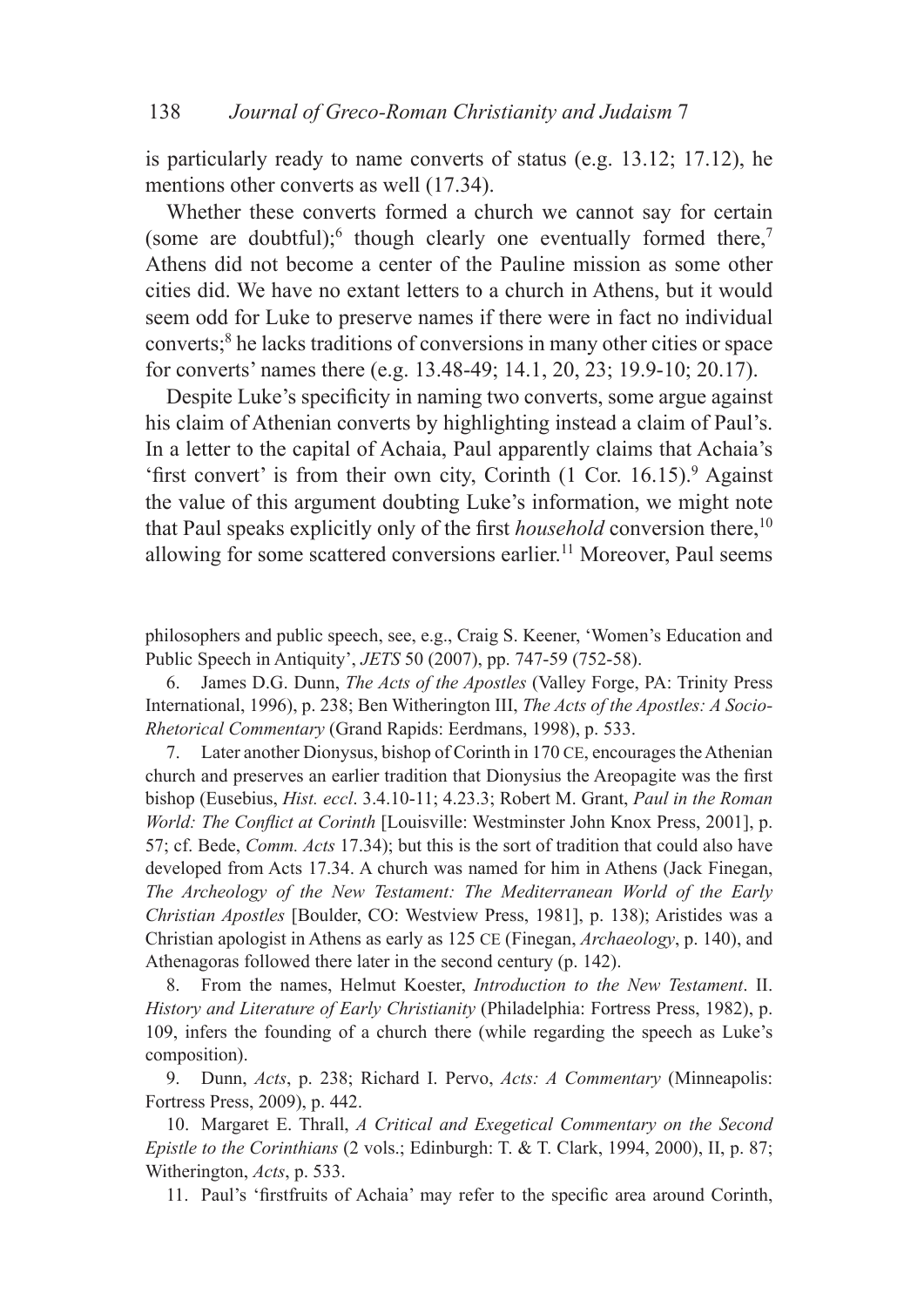is particularly ready to name converts of status (e.g. 13.12; 17.12), he mentions other converts as well (17.34).

Whether these converts formed a church we cannot say for certain (some are doubtful);[6] though clearly one eventually formed there,[7] Athens did not become a center of the Pauline mission as some other cities did. We have no extant letters to a church in Athens, but it would seem odd for Luke to preserve names if there were in fact no individual converts;[8] he lacks traditions of conversions in many other cities or space for converts' names there (e.g. 13.48-49; 14.1, 20, 23; 19.9-10; 20.17).

Despite Luke's specificity in naming two converts, some argue against his claim of Athenian converts by highlighting instead a claim of Paul's. In a letter to the capital of Achaia, Paul apparently claims that Achaia's 'first convert' is from their own city, Corinth (1 Cor. 16.15).[9] Against the value of this argument doubting Luke's information, we might note that Paul speaks explicitly only of the first *household* conversion there,[10] allowing for some scattered conversions earlier.[11] Moreover, Paul seems

philosophers and public speech, see, e.g., Craig S. Keener, 'Women's Education and Public Speech in Antiquity', *JETS* 50 (2007), pp. 747-59 (752-58).

6. James D.G. Dunn, *The Acts of the Apostles* (Valley Forge, PA: Trinity Press International, 1996), p. 238; Ben Witherington III, *The Acts of the Apostles: A Socio-Rhetorical Commentary* (Grand Rapids: Eerdmans, 1998), p. 533.

7. Later another Dionysus, bishop of Corinth in 170 CE, encourages the Athenian church and preserves an earlier tradition that Dionysius the Areopagite was the first bishop (Eusebius, *Hist. eccl*. 3.4.10-11; 4.23.3; Robert M. Grant, *Paul in the Roman World: The Conflict at Corinth* [Louisville: Westminster John Knox Press, 2001], p. 57; cf. Bede, *Comm. Acts* 17.34); but this is the sort of tradition that could also have developed from Acts 17.34. A church was named for him in Athens (Jack Finegan, *The Archeology of the New Testament: The Mediterranean World of the Early Christian Apostles* [Boulder, CO: Westview Press, 1981], p. 138); Aristides was a Christian apologist in Athens as early as 125 CE (Finegan, *Archaeology*, p. 140), and Athenagoras followed there later in the second century (p. 142).

8. From the names, Helmut Koester, *Introduction to the New Testament*. II. *History and Literature of Early Christianity* (Philadelphia: Fortress Press, 1982), p. 109, infers the founding of a church there (while regarding the speech as Luke's composition).

9. Dunn, *Acts*, p. 238; Richard I. Pervo, *Acts: A Commentary* (Minneapolis: Fortress Press, 2009), p. 442.

10. Margaret E. Thrall, *A Critical and Exegetical Commentary on the Second Epistle to the Corinthians* (2 vols.; Edinburgh: T. & T. Clark, 1994, 2000), II, p. 87; Witherington, *Acts*, p. 533.

11. Paul's 'firstfruits of Achaia' may refer to the specific area around Corinth,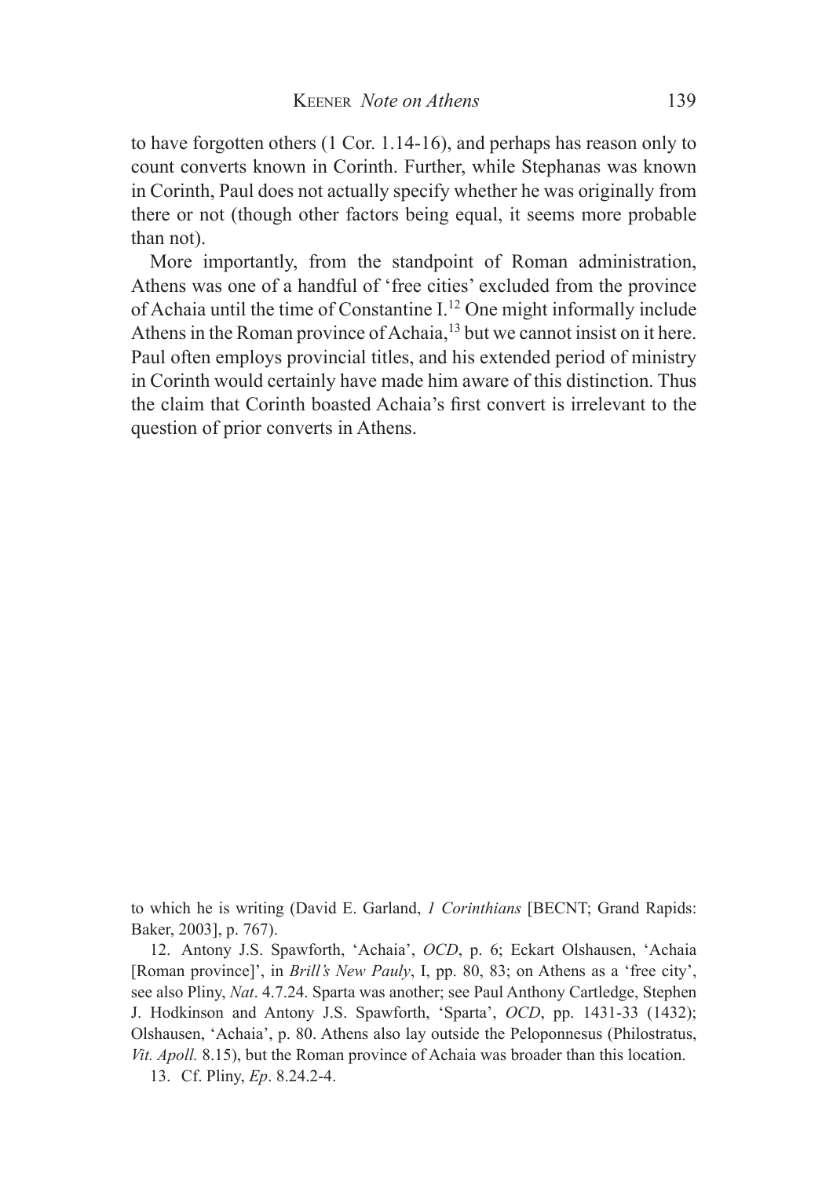to have forgotten others (1 Cor. 1.14-16), and perhaps has reason only to count converts known in Corinth. Further, while Stephanas was known in Corinth, Paul does not actually specify whether he was originally from there or not (though other factors being equal, it seems more probable than not).

More importantly, from the standpoint of Roman administration, Athens was one of a handful of 'free cities' excluded from the province of Achaia until the time of Constantine I.[12] One might informally include Athens in the Roman province of Achaia,[13] but we cannot insist on it here. Paul often employs provincial titles, and his extended period of ministry in Corinth would certainly have made him aware of this distinction. Thus the claim that Corinth boasted Achaia's first convert is irrelevant to the question of prior converts in Athens.

---

to which he is writing (David E. Garland, *1 Corinthians* [BECNT; Grand Rapids: Baker, 2003], p. 767).

12. Antony J.S. Spawforth, 'Achaia', *OCD*, p. 6; Eckart Olshausen, 'Achaia [Roman province]', in *Brill's New Pauly*, I, pp. 80, 83; on Athens as a 'free city', see also Pliny, *Nat*. 4.7.24. Sparta was another; see Paul Anthony Cartledge, Stephen J. Hodkinson and Antony J.S. Spawforth, 'Sparta', *OCD*, pp. 1431-33 (1432); Olshausen, 'Achaia', p. 80. Athens also lay outside the Peloponnesus (Philostratus, *Vit. Apoll.* 8.15), but the Roman province of Achaia was broader than this location.

13. Cf. Pliny, *Ep*. 8.24.2-4.